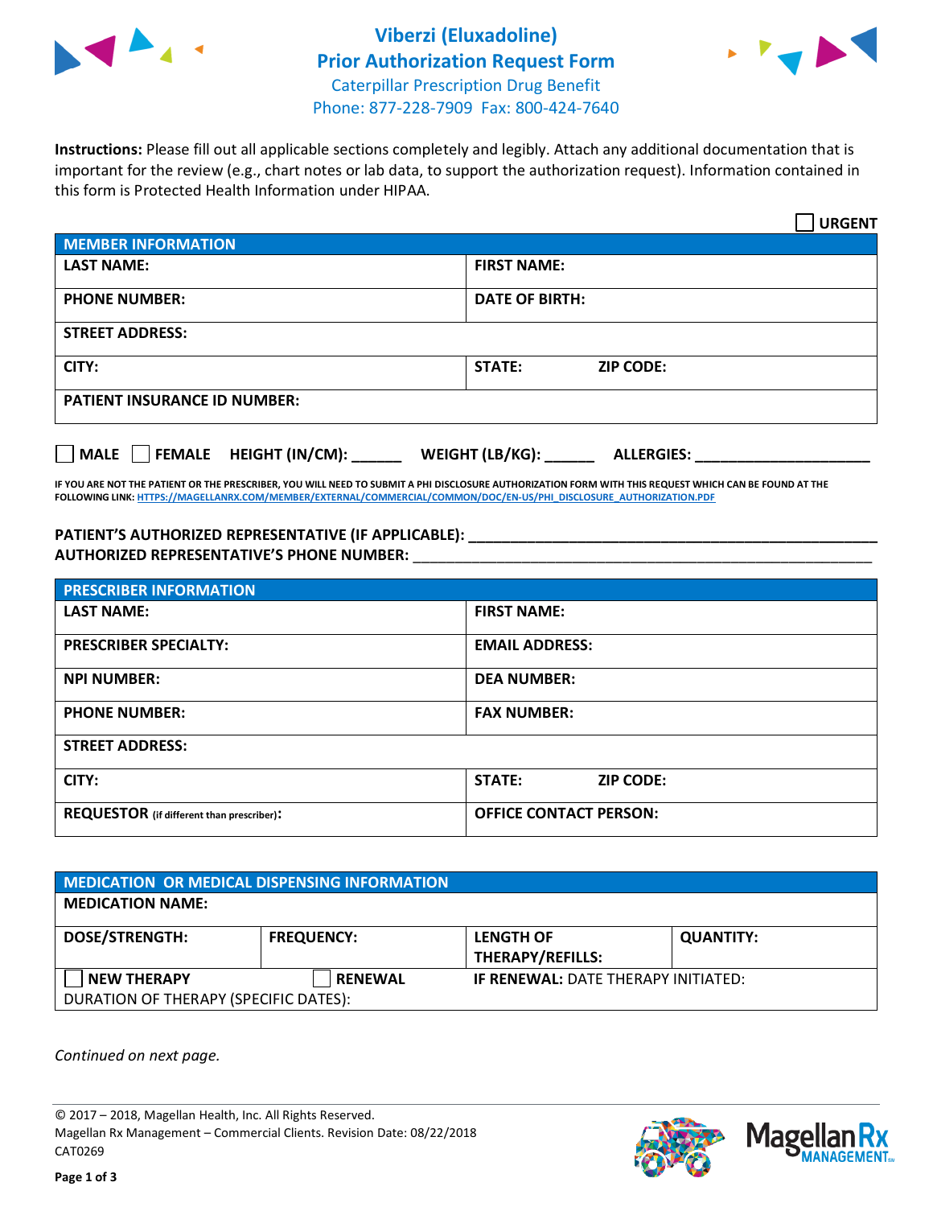# Viberzi (Eluxadoline) Prior Authorization Request Form

Caterpillar Prescription Drug Benefit
Phone: 877-228-7909 Fax: 800-424-7640

**Instructions:** Please fill out all applicable sections completely and legibly. Attach any additional documentation that is important for the review (e.g., chart notes or lab data, to support the authorization request). Information contained in this form is Protected Health Information under HIPAA.

☐ **URGENT**

| **MEMBER INFORMATION** | | |
|---|---|---|
| **LAST NAME:** | **FIRST NAME:** | |
| **PHONE NUMBER:** | **DATE OF BIRTH:** | |
| **STREET ADDRESS:** | | |
| **CITY:** | **STATE:** | **ZIP CODE:** |
| **PATIENT INSURANCE ID NUMBER:** | | |

☐ **MALE** ☐ **FEMALE** **HEIGHT (IN/CM):** ______ **WEIGHT (LB/KG):** ______ **ALLERGIES:** ____________________

**IF YOU ARE NOT THE PATIENT OR THE PRESCRIBER, YOU WILL NEED TO SUBMIT A PHI DISCLOSURE AUTHORIZATION FORM WITH THIS REQUEST WHICH CAN BE FOUND AT THE FOLLOWING LINK: HTTPS://MAGELLANRX.COM/MEMBER/EXTERNAL/COMMERCIAL/COMMON/DOC/EN-US/PHI_DISCLOSURE_AUTHORIZATION.PDF**

**PATIENT'S AUTHORIZED REPRESENTATIVE (IF APPLICABLE):** ____________________________________________
**AUTHORIZED REPRESENTATIVE'S PHONE NUMBER:** ____________________________________________

| **PRESCRIBER INFORMATION** | | |
|---|---|---|
| **LAST NAME:** | **FIRST NAME:** | |
| **PRESCRIBER SPECIALTY:** | **EMAIL ADDRESS:** | |
| **NPI NUMBER:** | **DEA NUMBER:** | |
| **PHONE NUMBER:** | **FAX NUMBER:** | |
| **STREET ADDRESS:** | | |
| **CITY:** | **STATE:** | **ZIP CODE:** |
| **REQUESTOR** (if different than prescriber)**:** | **OFFICE CONTACT PERSON:** | |

| **MEDICATION OR MEDICAL DISPENSING INFORMATION** | | | |
|---|---|---|---|
| **MEDICATION NAME:** | | | |
| **DOSE/STRENGTH:** | **FREQUENCY:** | **LENGTH OF THERAPY/REFILLS:** | **QUANTITY:** |
| ☐ **NEW THERAPY** | ☐ **RENEWAL** | **IF RENEWAL:** DATE THERAPY INITIATED: | |
| DURATION OF THERAPY (SPECIFIC DATES): | | | |

*Continued on next page.*

© 2017 – 2018, Magellan Health, Inc. All Rights Reserved.
Magellan Rx Management – Commercial Clients. Revision Date: 08/22/2018
CAT0269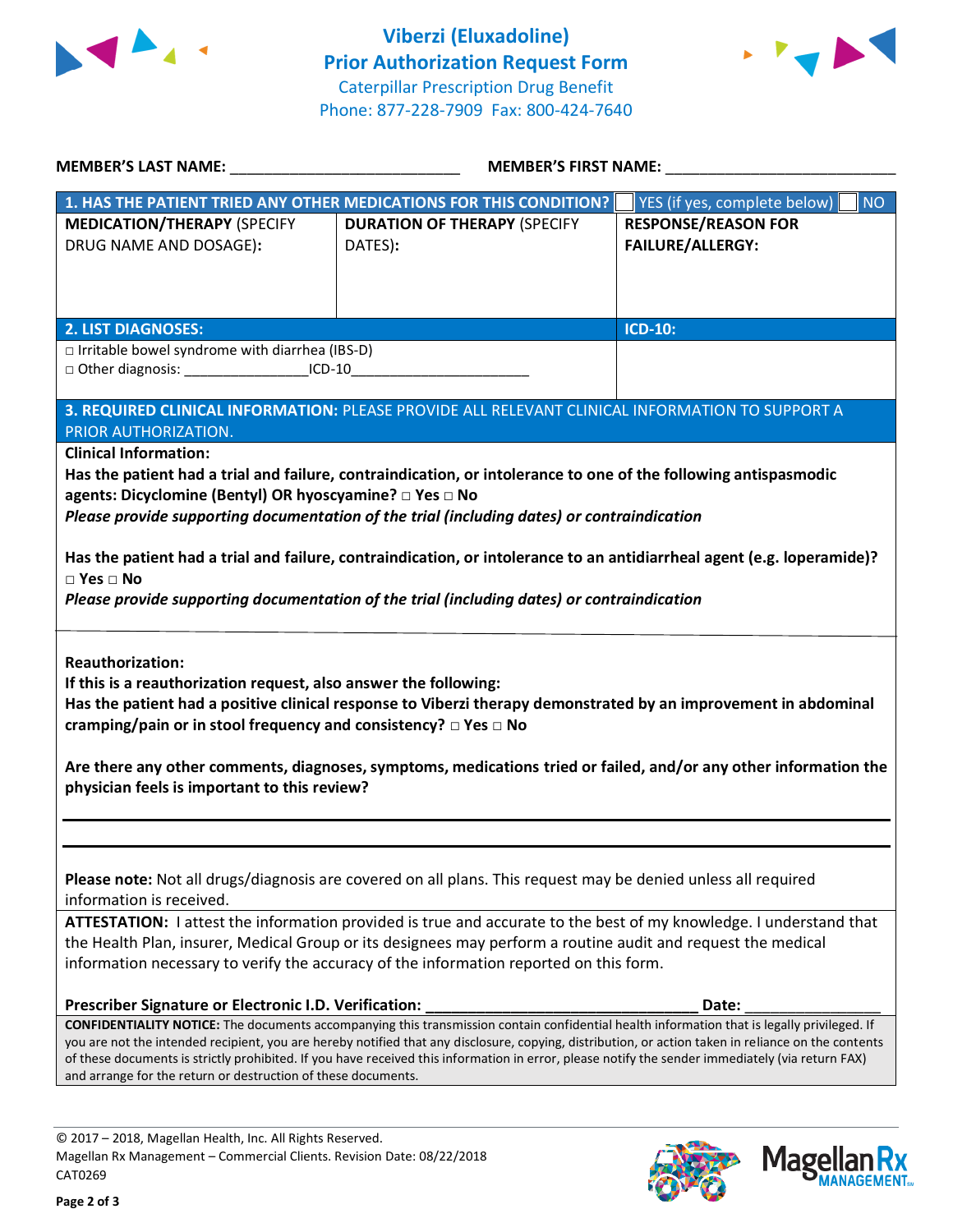# Viberzi (Eluxadoline)
## Prior Authorization Request Form
Caterpillar Prescription Drug Benefit
Phone: 877-228-7909 Fax: 800-424-7640

**MEMBER'S LAST NAME:** ___________________________ **MEMBER'S FIRST NAME:** ___________________________

| **1. HAS THE PATIENT TRIED ANY OTHER MEDICATIONS FOR THIS CONDITION?** | | ☐ YES (if yes, complete below) ☐ NO |
|---|---|---|
| **MEDICATION/THERAPY** (SPECIFY DRUG NAME AND DOSAGE): | **DURATION OF THERAPY** (SPECIFY DATES): | **RESPONSE/REASON FOR FAILURE/ALLERGY:** |
| | | |

| **2. LIST DIAGNOSES:** | **ICD-10:** |
|---|---|
| □ Irritable bowel syndrome with diarrhea (IBS-D)<br>□ Other diagnosis: ________________ICD-10______________________ | |

**3. REQUIRED CLINICAL INFORMATION:** PLEASE PROVIDE ALL RELEVANT CLINICAL INFORMATION TO SUPPORT A PRIOR AUTHORIZATION.

**Clinical Information:**

**Has the patient had a trial and failure, contraindication, or intolerance to one of the following antispasmodic agents: Dicyclomine (Bentyl) OR hyoscyamine? □ Yes □ No**

***Please provide supporting documentation of the trial (including dates) or contraindication***

**Has the patient had a trial and failure, contraindication, or intolerance to an antidiarrheal agent (e.g. loperamide)? □ Yes □ No**

***Please provide supporting documentation of the trial (including dates) or contraindication***

**Reauthorization:**

**If this is a reauthorization request, also answer the following:**

**Has the patient had a positive clinical response to Viberzi therapy demonstrated by an improvement in abdominal cramping/pain or in stool frequency and consistency? □ Yes □ No**

**Are there any other comments, diagnoses, symptoms, medications tried or failed, and/or any other information the physician feels is important to this review?**

_______________________________________________________________________________

_______________________________________________________________________________

**Please note:** Not all drugs/diagnosis are covered on all plans. This request may be denied unless all required information is received.

**ATTESTATION:** I attest the information provided is true and accurate to the best of my knowledge. I understand that the Health Plan, insurer, Medical Group or its designees may perform a routine audit and request the medical information necessary to verify the accuracy of the information reported on this form.

**Prescriber Signature or Electronic I.D. Verification:** _________________________________ **Date:** ________________

**CONFIDENTIALITY NOTICE:** The documents accompanying this transmission contain confidential health information that is legally privileged. If you are not the intended recipient, you are hereby notified that any disclosure, copying, distribution, or action taken in reliance on the contents of these documents is strictly prohibited. If you have received this information in error, please notify the sender immediately (via return FAX) and arrange for the return or destruction of these documents.

© 2017 – 2018, Magellan Health, Inc. All Rights Reserved.
Magellan Rx Management – Commercial Clients. Revision Date: 08/22/2018
CAT0269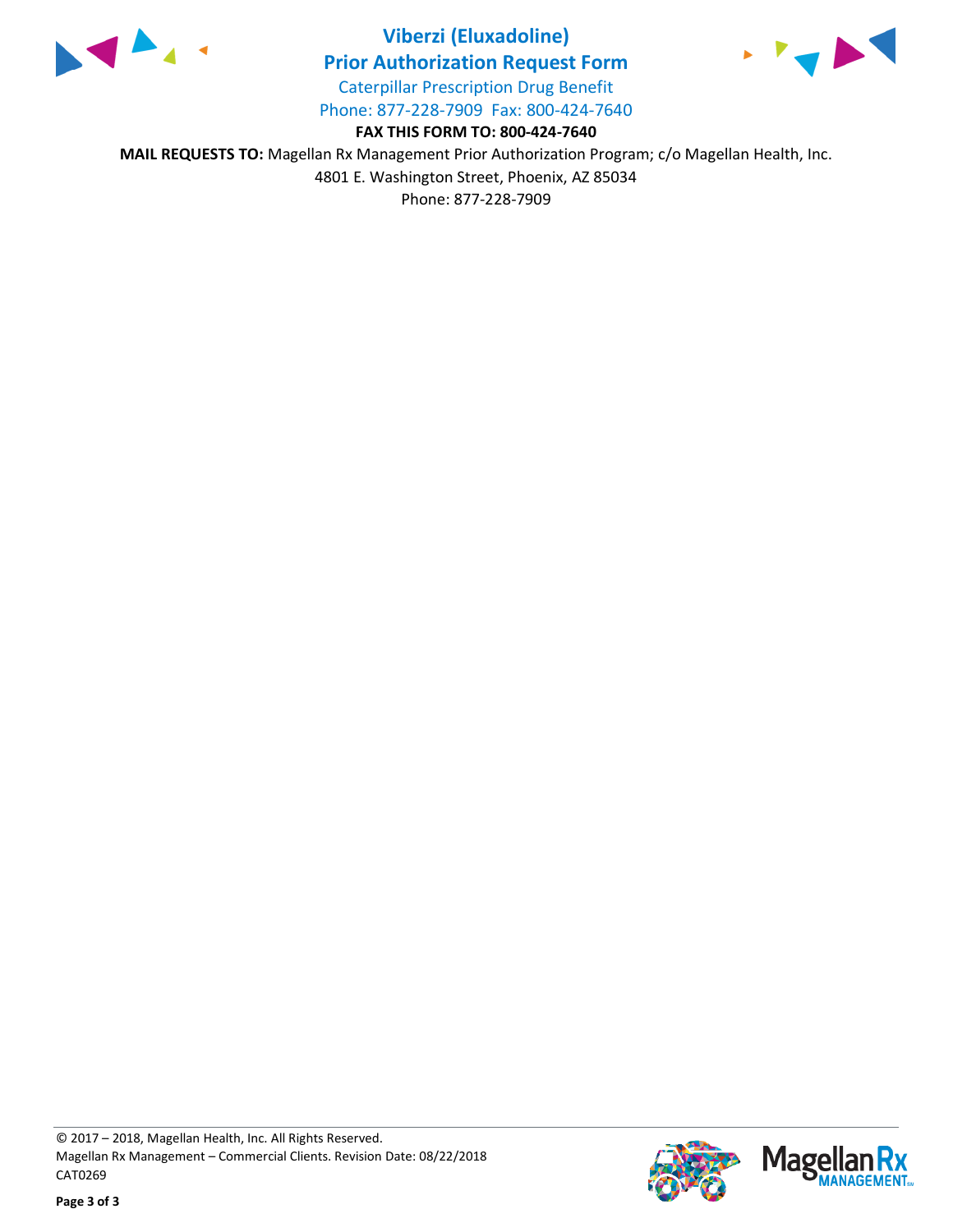# Viberzi (Eluxadoline)
# Prior Authorization Request Form

Caterpillar Prescription Drug Benefit

Phone: 877-228-7909 Fax: 800-424-7640

**FAX THIS FORM TO: 800-424-7640**

**MAIL REQUESTS TO:** Magellan Rx Management Prior Authorization Program; c/o Magellan Health, Inc.

4801 E. Washington Street, Phoenix, AZ 85034

Phone: 877-228-7909

© 2017 – 2018, Magellan Health, Inc. All Rights Reserved.

Magellan Rx Management – Commercial Clients. Revision Date: 08/22/2018

CAT0269